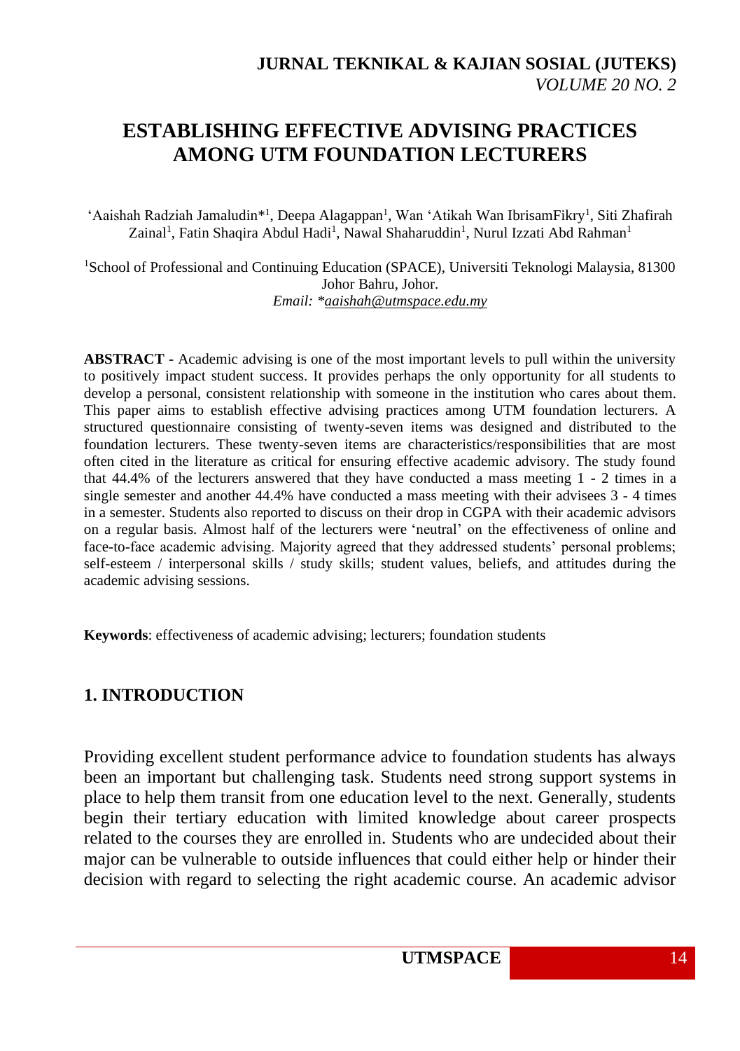# ESTABLISHING EFFECTIVE ADVISING PRACTICES AMONG UTM FOUNDATION LECTURERS

'Aaishah Radziah Jamaludin*[1], Deepa Alagappan[1], Wan 'Atikah Wan IbrisamFikry[1], Siti Zhafirah Zainal[1], Fatin Shaqira Abdul Hadi[1], Nawal Shaharuddin[1], Nurul Izzati Abd Rahman[1]

[1]School of Professional and Continuing Education (SPACE), Universiti Teknologi Malaysia, 81300 Johor Bahru, Johor.

*Email: *aaishah@utmspace.edu.my*

**ABSTRACT** - Academic advising is one of the most important levels to pull within the university to positively impact student success. It provides perhaps the only opportunity for all students to develop a personal, consistent relationship with someone in the institution who cares about them. This paper aims to establish effective advising practices among UTM foundation lecturers. A structured questionnaire consisting of twenty-seven items was designed and distributed to the foundation lecturers. These twenty-seven items are characteristics/responsibilities that are most often cited in the literature as critical for ensuring effective academic advisory. The study found that 44.4% of the lecturers answered that they have conducted a mass meeting 1 - 2 times in a single semester and another 44.4% have conducted a mass meeting with their advisees 3 - 4 times in a semester. Students also reported to discuss on their drop in CGPA with their academic advisors on a regular basis. Almost half of the lecturers were 'neutral' on the effectiveness of online and face-to-face academic advising. Majority agreed that they addressed students' personal problems; self-esteem / interpersonal skills / study skills; student values, beliefs, and attitudes during the academic advising sessions.

**Keywords**: effectiveness of academic advising; lecturers; foundation students

## 1. INTRODUCTION

Providing excellent student performance advice to foundation students has always been an important but challenging task. Students need strong support systems in place to help them transit from one education level to the next. Generally, students begin their tertiary education with limited knowledge about career prospects related to the courses they are enrolled in. Students who are undecided about their major can be vulnerable to outside influences that could either help or hinder their decision with regard to selecting the right academic course. An academic advisor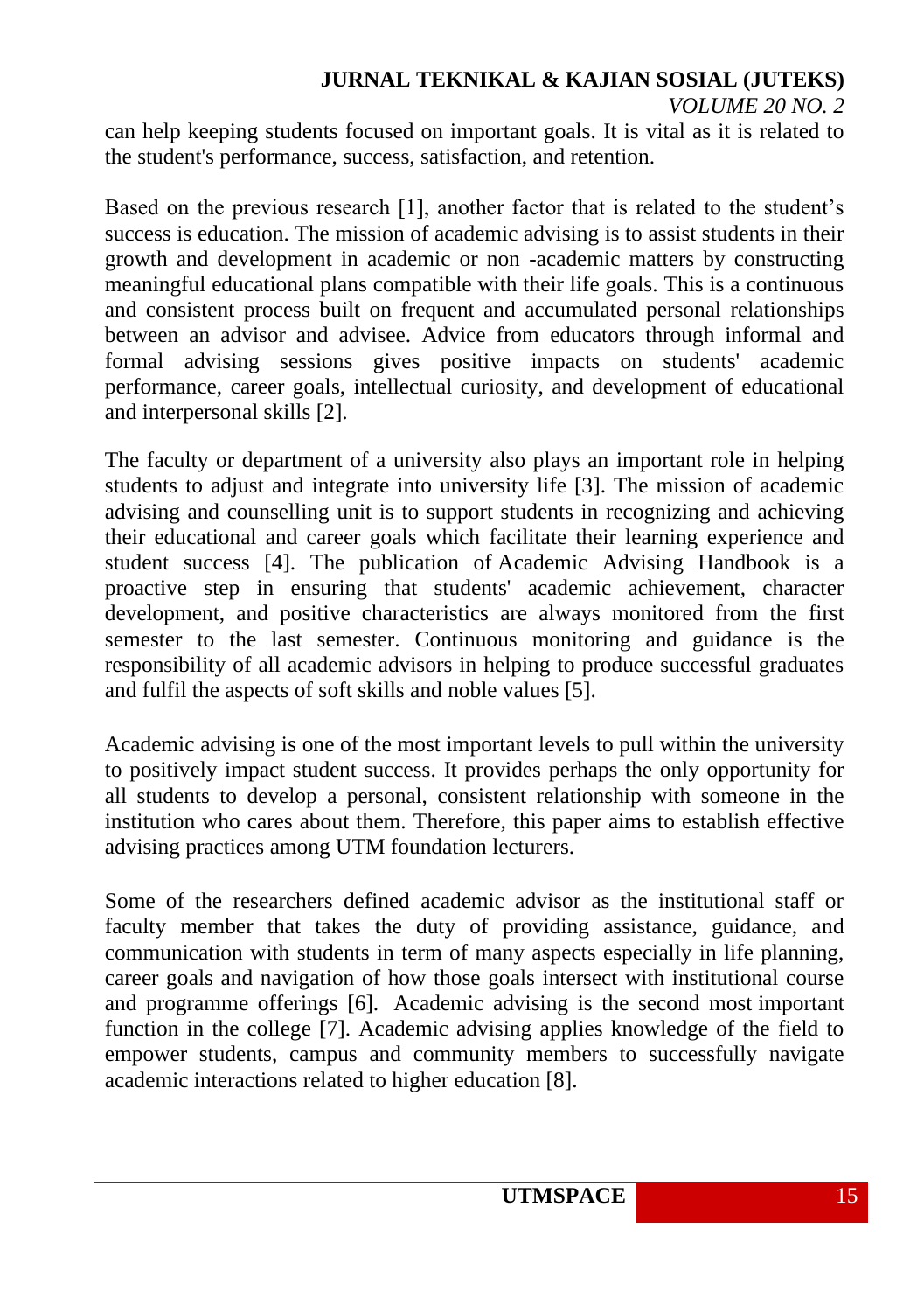can help keeping students focused on important goals. It is vital as it is related to the student's performance, success, satisfaction, and retention.

Based on the previous research [1], another factor that is related to the student's success is education. The mission of academic advising is to assist students in their growth and development in academic or non -academic matters by constructing meaningful educational plans compatible with their life goals. This is a continuous and consistent process built on frequent and accumulated personal relationships between an advisor and advisee. Advice from educators through informal and formal advising sessions gives positive impacts on students' academic performance, career goals, intellectual curiosity, and development of educational and interpersonal skills [2].

The faculty or department of a university also plays an important role in helping students to adjust and integrate into university life [3]. The mission of academic advising and counselling unit is to support students in recognizing and achieving their educational and career goals which facilitate their learning experience and student success [4]. The publication of Academic Advising Handbook is a proactive step in ensuring that students' academic achievement, character development, and positive characteristics are always monitored from the first semester to the last semester. Continuous monitoring and guidance is the responsibility of all academic advisors in helping to produce successful graduates and fulfil the aspects of soft skills and noble values [5].

Academic advising is one of the most important levels to pull within the university to positively impact student success. It provides perhaps the only opportunity for all students to develop a personal, consistent relationship with someone in the institution who cares about them. Therefore, this paper aims to establish effective advising practices among UTM foundation lecturers.

Some of the researchers defined academic advisor as the institutional staff or faculty member that takes the duty of providing assistance, guidance, and communication with students in term of many aspects especially in life planning, career goals and navigation of how those goals intersect with institutional course and programme offerings [6]. Academic advising is the second most important function in the college [7]. Academic advising applies knowledge of the field to empower students, campus and community members to successfully navigate academic interactions related to higher education [8].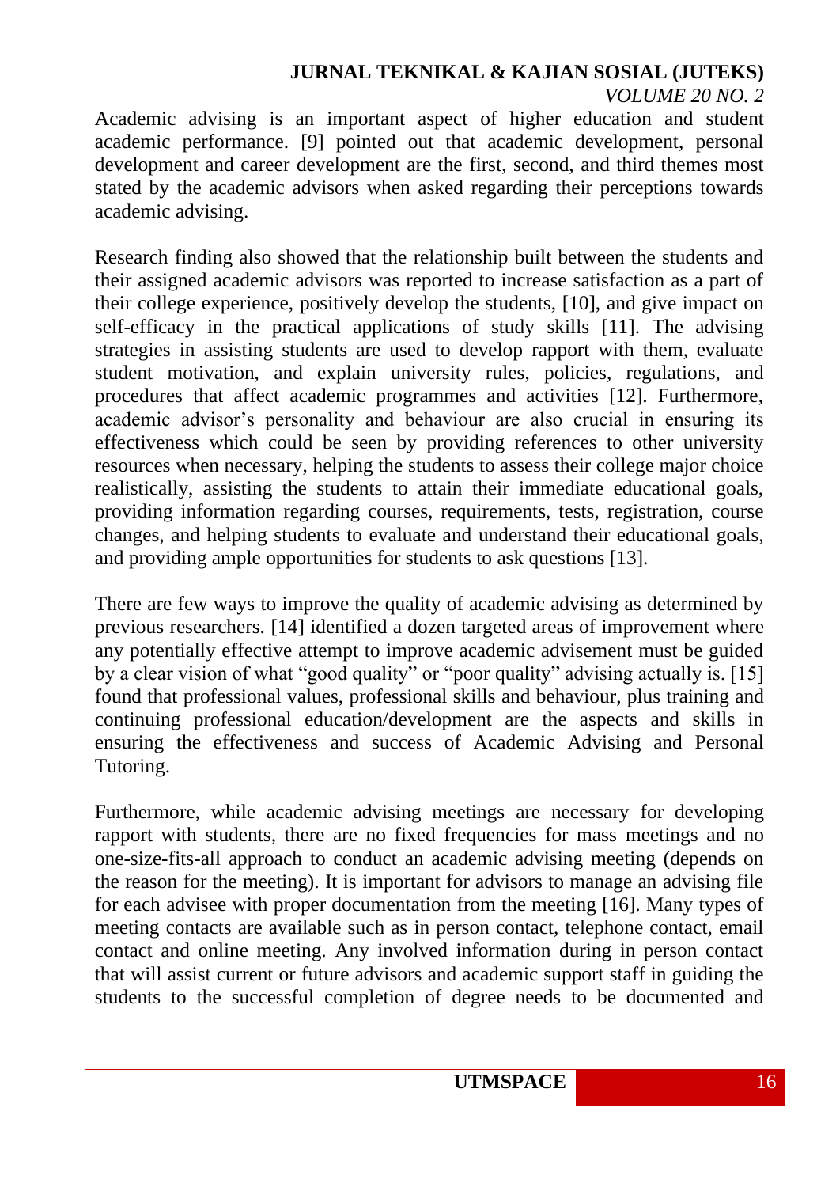Academic advising is an important aspect of higher education and student academic performance. [9] pointed out that academic development, personal development and career development are the first, second, and third themes most stated by the academic advisors when asked regarding their perceptions towards academic advising.

Research finding also showed that the relationship built between the students and their assigned academic advisors was reported to increase satisfaction as a part of their college experience, positively develop the students, [10], and give impact on self-efficacy in the practical applications of study skills [11]. The advising strategies in assisting students are used to develop rapport with them, evaluate student motivation, and explain university rules, policies, regulations, and procedures that affect academic programmes and activities [12]. Furthermore, academic advisor's personality and behaviour are also crucial in ensuring its effectiveness which could be seen by providing references to other university resources when necessary, helping the students to assess their college major choice realistically, assisting the students to attain their immediate educational goals, providing information regarding courses, requirements, tests, registration, course changes, and helping students to evaluate and understand their educational goals, and providing ample opportunities for students to ask questions [13].

There are few ways to improve the quality of academic advising as determined by previous researchers. [14] identified a dozen targeted areas of improvement where any potentially effective attempt to improve academic advisement must be guided by a clear vision of what "good quality" or "poor quality" advising actually is. [15] found that professional values, professional skills and behaviour, plus training and continuing professional education/development are the aspects and skills in ensuring the effectiveness and success of Academic Advising and Personal Tutoring.

Furthermore, while academic advising meetings are necessary for developing rapport with students, there are no fixed frequencies for mass meetings and no one-size-fits-all approach to conduct an academic advising meeting (depends on the reason for the meeting). It is important for advisors to manage an advising file for each advisee with proper documentation from the meeting [16]. Many types of meeting contacts are available such as in person contact, telephone contact, email contact and online meeting. Any involved information during in person contact that will assist current or future advisors and academic support staff in guiding the students to the successful completion of degree needs to be documented and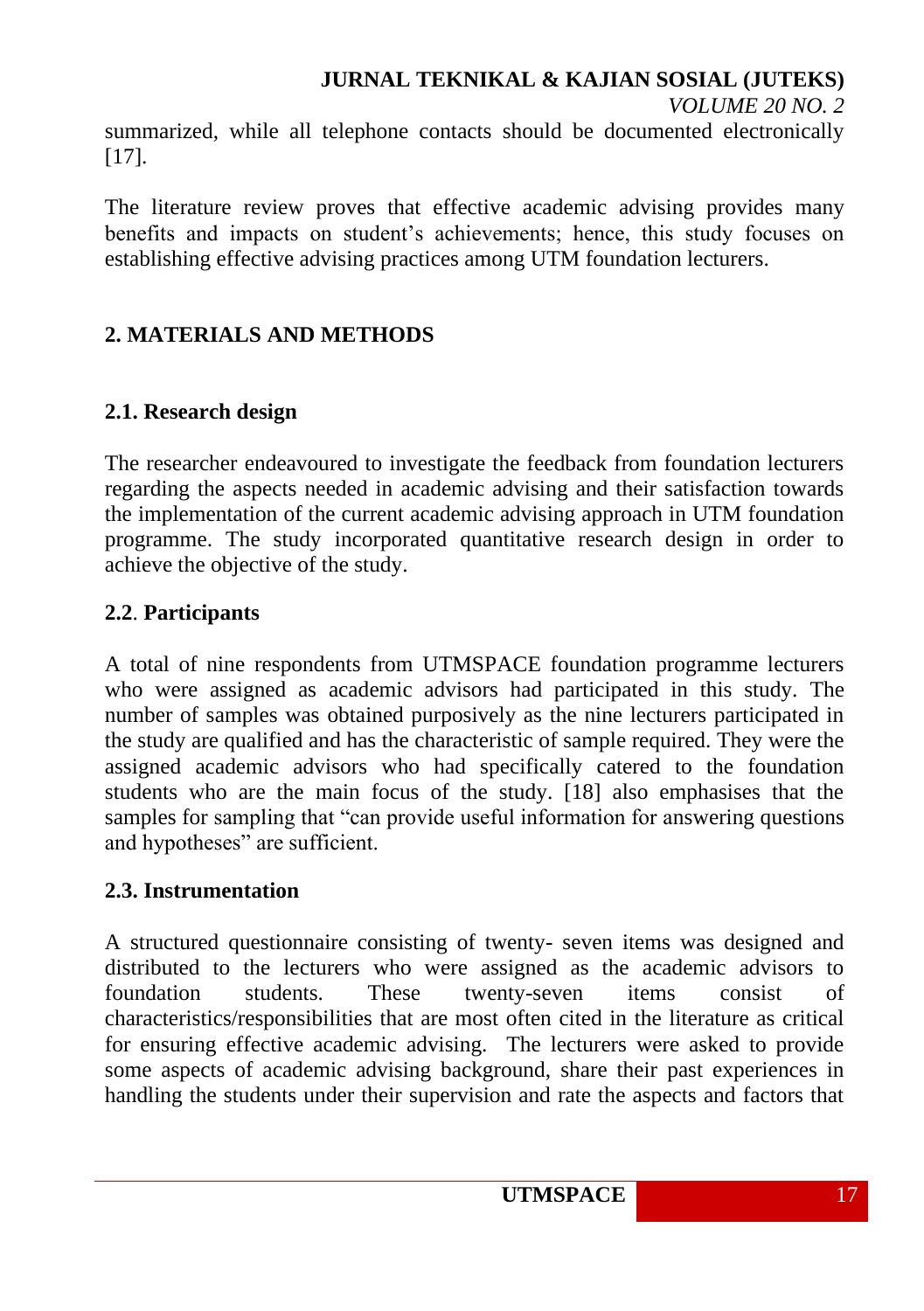summarized, while all telephone contacts should be documented electronically [17].

The literature review proves that effective academic advising provides many benefits and impacts on student's achievements; hence, this study focuses on establishing effective advising practices among UTM foundation lecturers.

## 2. MATERIALS AND METHODS

### 2.1. Research design

The researcher endeavoured to investigate the feedback from foundation lecturers regarding the aspects needed in academic advising and their satisfaction towards the implementation of the current academic advising approach in UTM foundation programme. The study incorporated quantitative research design in order to achieve the objective of the study.

### 2.2. Participants

A total of nine respondents from UTMSPACE foundation programme lecturers who were assigned as academic advisors had participated in this study. The number of samples was obtained purposively as the nine lecturers participated in the study are qualified and has the characteristic of sample required. They were the assigned academic advisors who had specifically catered to the foundation students who are the main focus of the study. [18] also emphasises that the samples for sampling that "can provide useful information for answering questions and hypotheses" are sufficient.

### 2.3. Instrumentation

A structured questionnaire consisting of twenty- seven items was designed and distributed to the lecturers who were assigned as the academic advisors to foundation students. These twenty-seven items consist of characteristics/responsibilities that are most often cited in the literature as critical for ensuring effective academic advising. The lecturers were asked to provide some aspects of academic advising background, share their past experiences in handling the students under their supervision and rate the aspects and factors that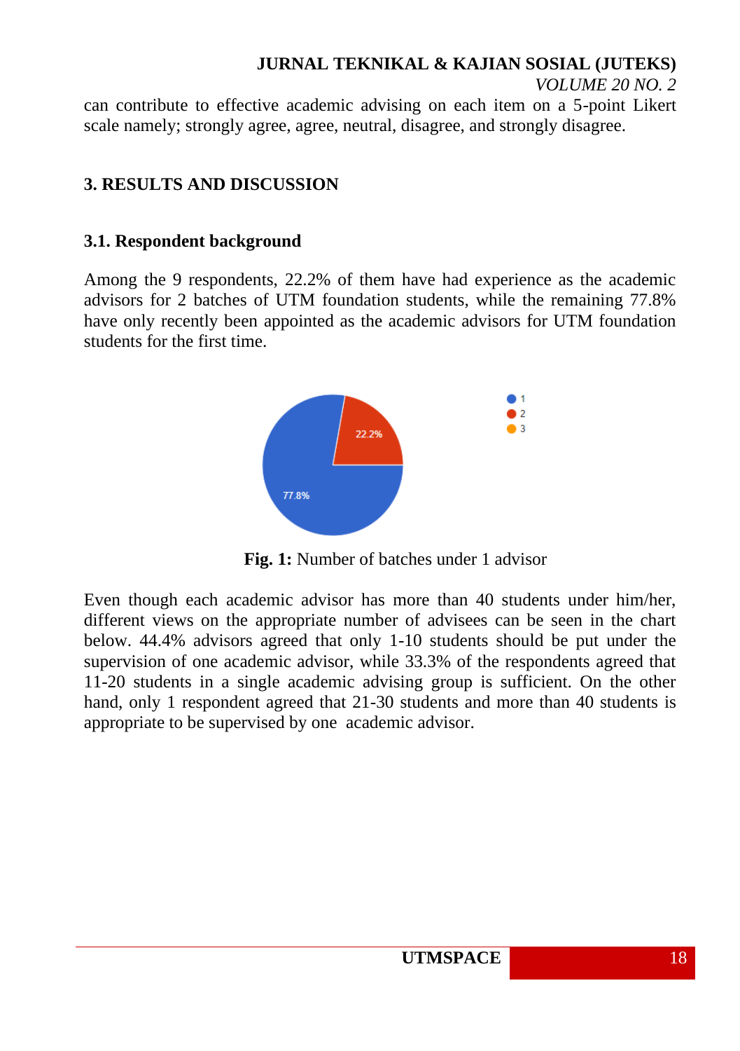can contribute to effective academic advising on each item on a 5-point Likert scale namely; strongly agree, agree, neutral, disagree, and strongly disagree.

## 3. RESULTS AND DISCUSSION

### 3.1. Respondent background

Among the 9 respondents, 22.2% of them have had experience as the academic advisors for 2 batches of UTM foundation students, while the remaining 77.8% have only recently been appointed as the academic advisors for UTM foundation students for the first time.

**Fig. 1:** Number of batches under 1 advisor

Even though each academic advisor has more than 40 students under him/her, different views on the appropriate number of advisees can be seen in the chart below. 44.4% advisors agreed that only 1-10 students should be put under the supervision of one academic advisor, while 33.3% of the respondents agreed that 11-20 students in a single academic advising group is sufficient. On the other hand, only 1 respondent agreed that 21-30 students and more than 40 students is appropriate to be supervised by one academic advisor.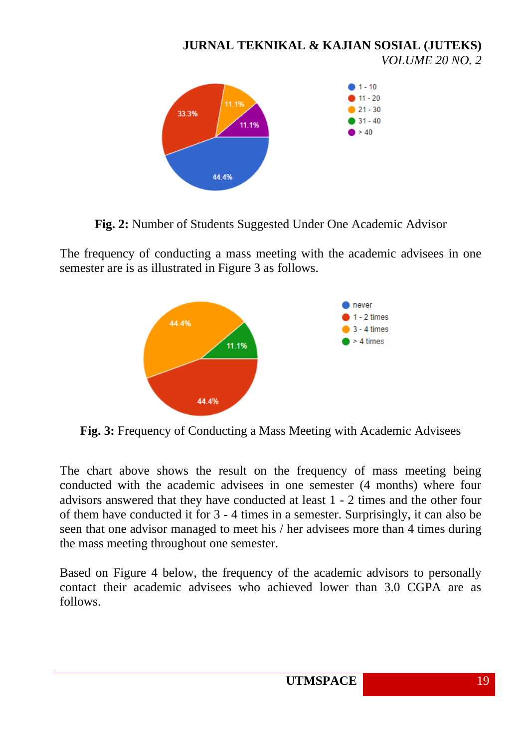**Fig. 2:** Number of Students Suggested Under One Academic Advisor

The frequency of conducting a mass meeting with the academic advisees in one semester are is as illustrated in Figure 3 as follows.

**Fig. 3:** Frequency of Conducting a Mass Meeting with Academic Advisees

The chart above shows the result on the frequency of mass meeting being conducted with the academic advisees in one semester (4 months) where four advisors answered that they have conducted at least 1 - 2 times and the other four of them have conducted it for 3 - 4 times in a semester. Surprisingly, it can also be seen that one advisor managed to meet his / her advisees more than 4 times during the mass meeting throughout one semester.

Based on Figure 4 below, the frequency of the academic advisors to personally contact their academic advisees who achieved lower than 3.0 CGPA are as follows.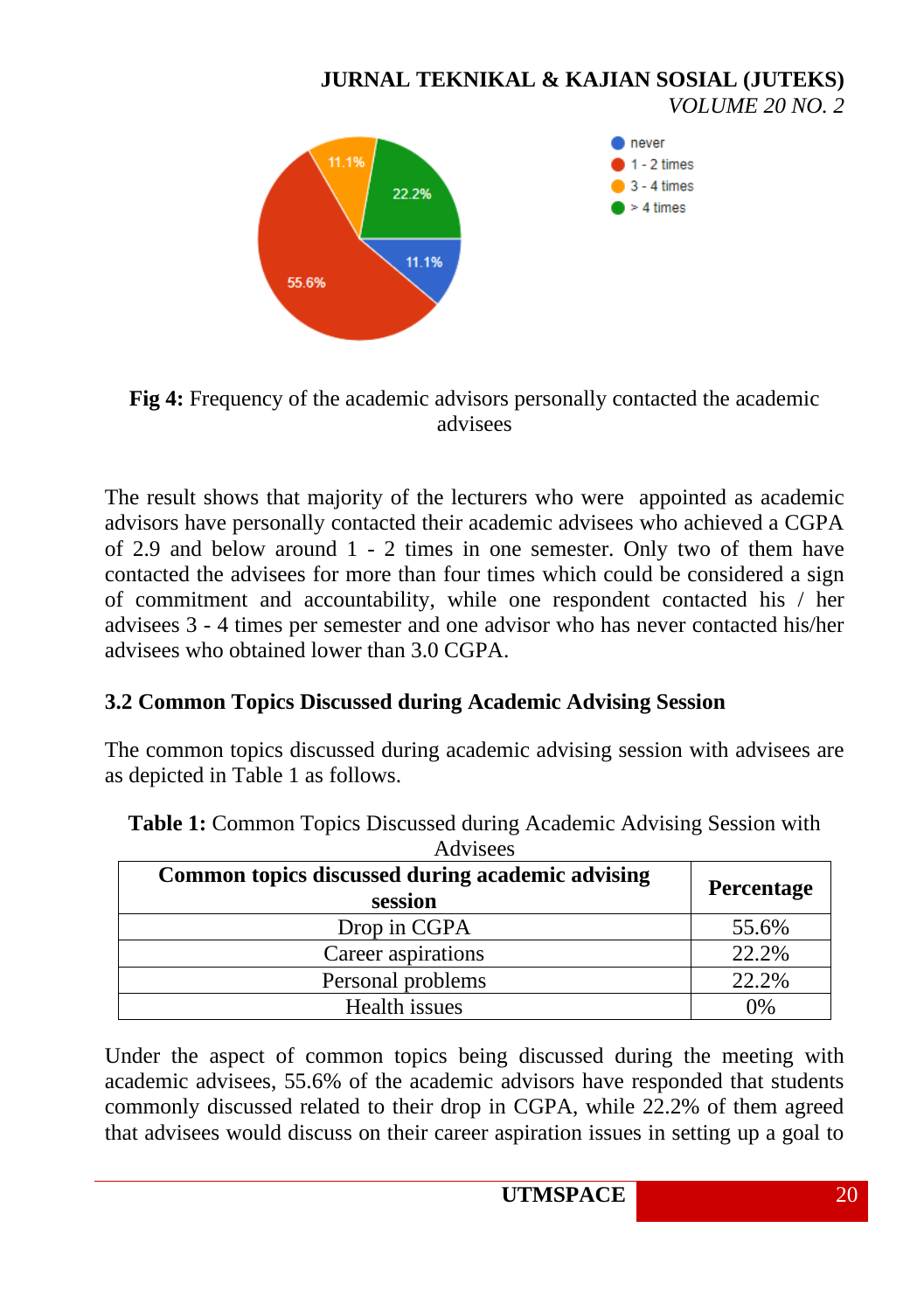**Fig 4:** Frequency of the academic advisors personally contacted the academic advisees

The result shows that majority of the lecturers who were appointed as academic advisors have personally contacted their academic advisees who achieved a CGPA of 2.9 and below around 1 - 2 times in one semester. Only two of them have contacted the advisees for more than four times which could be considered a sign of commitment and accountability, while one respondent contacted his / her advisees 3 - 4 times per semester and one advisor who has never contacted his/her advisees who obtained lower than 3.0 CGPA.

### 3.2 Common Topics Discussed during Academic Advising Session

The common topics discussed during academic advising session with advisees are as depicted in Table 1 as follows.

**Table 1:** Common Topics Discussed during Academic Advising Session with Advisees

| Common topics discussed during academic advising session | Percentage |
|---|---|
| Drop in CGPA | 55.6% |
| Career aspirations | 22.2% |
| Personal problems | 22.2% |
| Health issues | 0% |

Under the aspect of common topics being discussed during the meeting with academic advisees, 55.6% of the academic advisors have responded that students commonly discussed related to their drop in CGPA, while 22.2% of them agreed that advisees would discuss on their career aspiration issues in setting up a goal to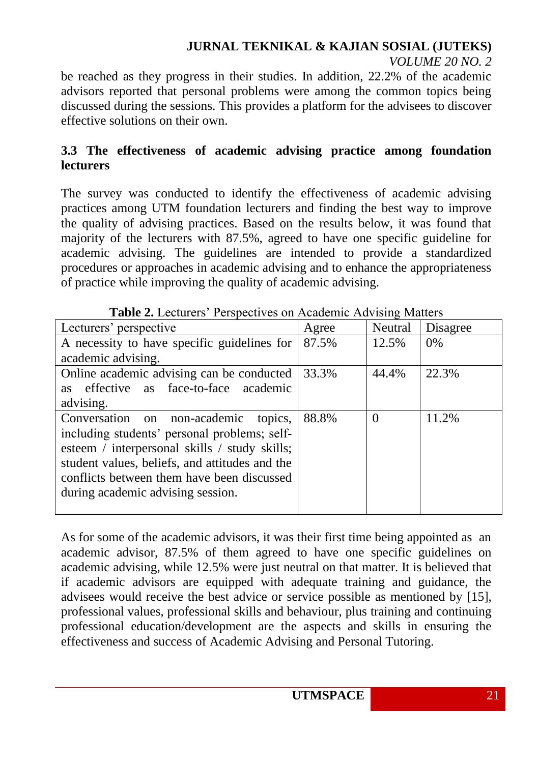be reached as they progress in their studies. In addition, 22.2% of the academic advisors reported that personal problems were among the common topics being discussed during the sessions. This provides a platform for the advisees to discover effective solutions on their own.

### 3.3 The effectiveness of academic advising practice among foundation lecturers

The survey was conducted to identify the effectiveness of academic advising practices among UTM foundation lecturers and finding the best way to improve the quality of advising practices. Based on the results below, it was found that majority of the lecturers with 87.5%, agreed to have one specific guideline for academic advising. The guidelines are intended to provide a standardized procedures or approaches in academic advising and to enhance the appropriateness of practice while improving the quality of academic advising.

**Table 2.** Lecturers' Perspectives on Academic Advising Matters

| Lecturers' perspective | Agree | Neutral | Disagree |
|---|---|---|---|
| A necessity to have specific guidelines for academic advising. | 87.5% | 12.5% | 0% |
| Online academic advising can be conducted as effective as face-to-face academic advising. | 33.3% | 44.4% | 22.3% |
| Conversation on non-academic topics, including students' personal problems; self-esteem / interpersonal skills / study skills; student values, beliefs, and attitudes and the conflicts between them have been discussed during academic advising session. | 88.8% | 0 | 11.2% |

As for some of the academic advisors, it was their first time being appointed as an academic advisor, 87.5% of them agreed to have one specific guidelines on academic advising, while 12.5% were just neutral on that matter. It is believed that if academic advisors are equipped with adequate training and guidance, the advisees would receive the best advice or service possible as mentioned by [15], professional values, professional skills and behaviour, plus training and continuing professional education/development are the aspects and skills in ensuring the effectiveness and success of Academic Advising and Personal Tutoring.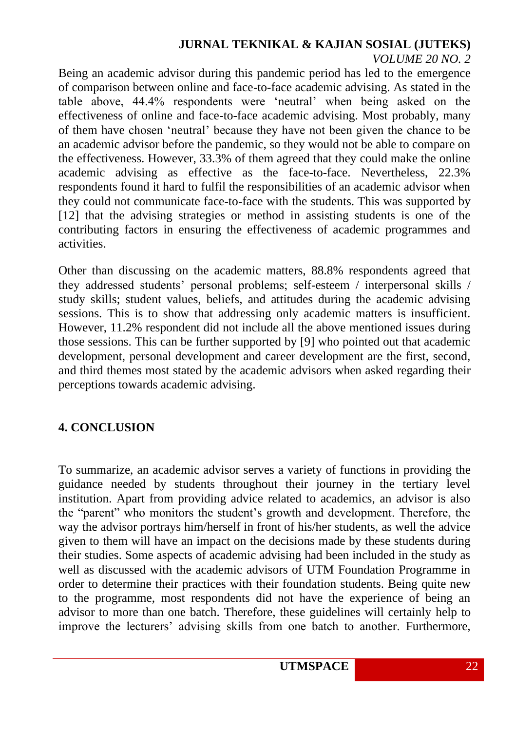Being an academic advisor during this pandemic period has led to the emergence of comparison between online and face-to-face academic advising. As stated in the table above, 44.4% respondents were 'neutral' when being asked on the effectiveness of online and face-to-face academic advising. Most probably, many of them have chosen 'neutral' because they have not been given the chance to be an academic advisor before the pandemic, so they would not be able to compare on the effectiveness. However, 33.3% of them agreed that they could make the online academic advising as effective as the face-to-face. Nevertheless, 22.3% respondents found it hard to fulfil the responsibilities of an academic advisor when they could not communicate face-to-face with the students. This was supported by [12] that the advising strategies or method in assisting students is one of the contributing factors in ensuring the effectiveness of academic programmes and activities.

Other than discussing on the academic matters, 88.8% respondents agreed that they addressed students' personal problems; self-esteem / interpersonal skills / study skills; student values, beliefs, and attitudes during the academic advising sessions. This is to show that addressing only academic matters is insufficient. However, 11.2% respondent did not include all the above mentioned issues during those sessions. This can be further supported by [9] who pointed out that academic development, personal development and career development are the first, second, and third themes most stated by the academic advisors when asked regarding their perceptions towards academic advising.

## 4. CONCLUSION

To summarize, an academic advisor serves a variety of functions in providing the guidance needed by students throughout their journey in the tertiary level institution. Apart from providing advice related to academics, an advisor is also the "parent" who monitors the student's growth and development. Therefore, the way the advisor portrays him/herself in front of his/her students, as well the advice given to them will have an impact on the decisions made by these students during their studies. Some aspects of academic advising had been included in the study as well as discussed with the academic advisors of UTM Foundation Programme in order to determine their practices with their foundation students. Being quite new to the programme, most respondents did not have the experience of being an advisor to more than one batch. Therefore, these guidelines will certainly help to improve the lecturers' advising skills from one batch to another. Furthermore,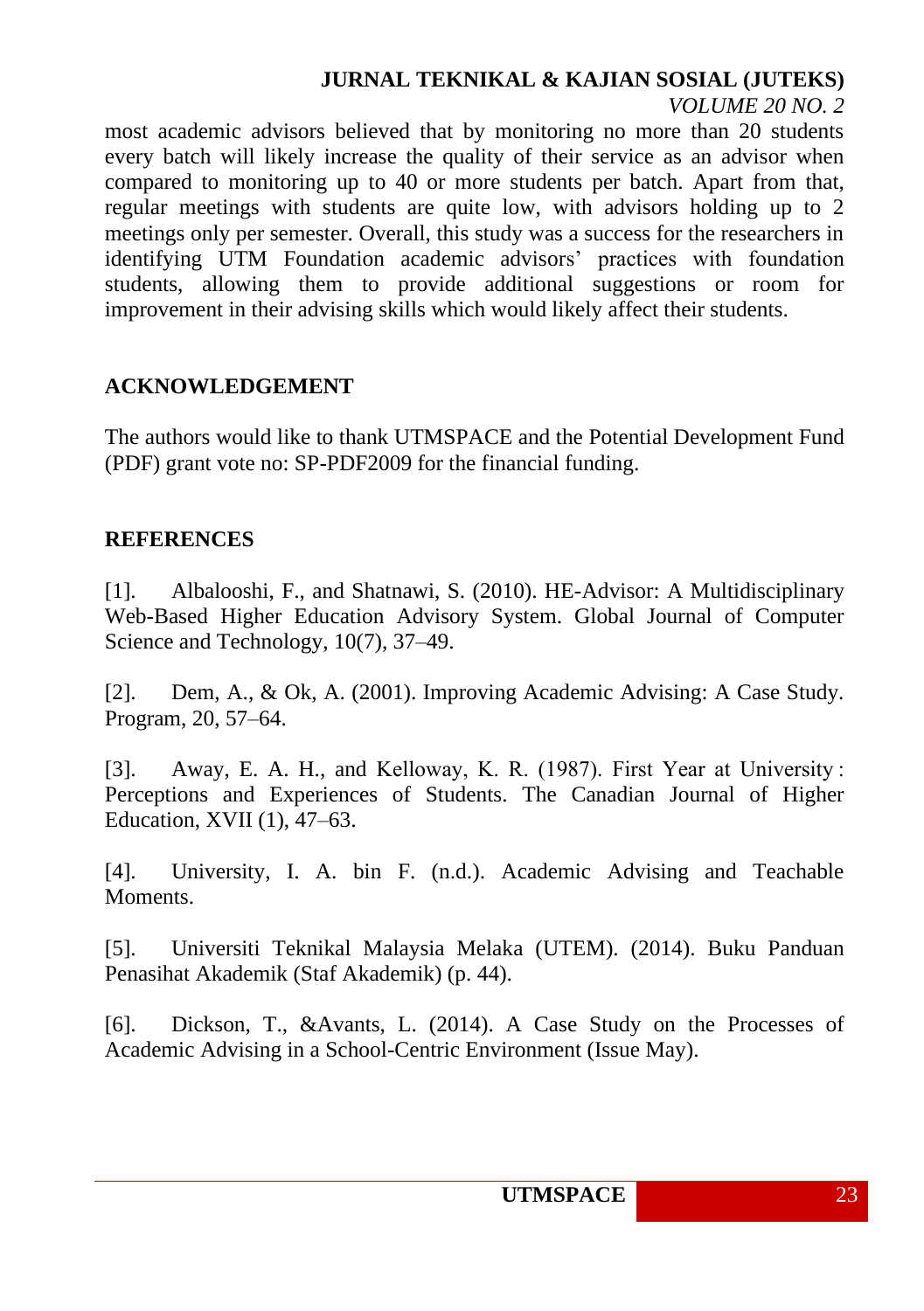most academic advisors believed that by monitoring no more than 20 students every batch will likely increase the quality of their service as an advisor when compared to monitoring up to 40 or more students per batch. Apart from that, regular meetings with students are quite low, with advisors holding up to 2 meetings only per semester. Overall, this study was a success for the researchers in identifying UTM Foundation academic advisors' practices with foundation students, allowing them to provide additional suggestions or room for improvement in their advising skills which would likely affect their students.

## ACKNOWLEDGEMENT

The authors would like to thank UTMSPACE and the Potential Development Fund (PDF) grant vote no: SP-PDF2009 for the financial funding.

## REFERENCES

[1]. Albalooshi, F., and Shatnawi, S. (2010). HE-Advisor: A Multidisciplinary Web-Based Higher Education Advisory System. Global Journal of Computer Science and Technology, 10(7), 37–49.

[2]. Dem, A., & Ok, A. (2001). Improving Academic Advising: A Case Study. Program, 20, 57–64.

[3]. Away, E. A. H., and Kelloway, K. R. (1987). First Year at University : Perceptions and Experiences of Students. The Canadian Journal of Higher Education, XVII (1), 47–63.

[4]. University, I. A. bin F. (n.d.). Academic Advising and Teachable Moments.

[5]. Universiti Teknikal Malaysia Melaka (UTEM). (2014). Buku Panduan Penasihat Akademik (Staf Akademik) (p. 44).

[6]. Dickson, T., &Avants, L. (2014). A Case Study on the Processes of Academic Advising in a School-Centric Environment (Issue May).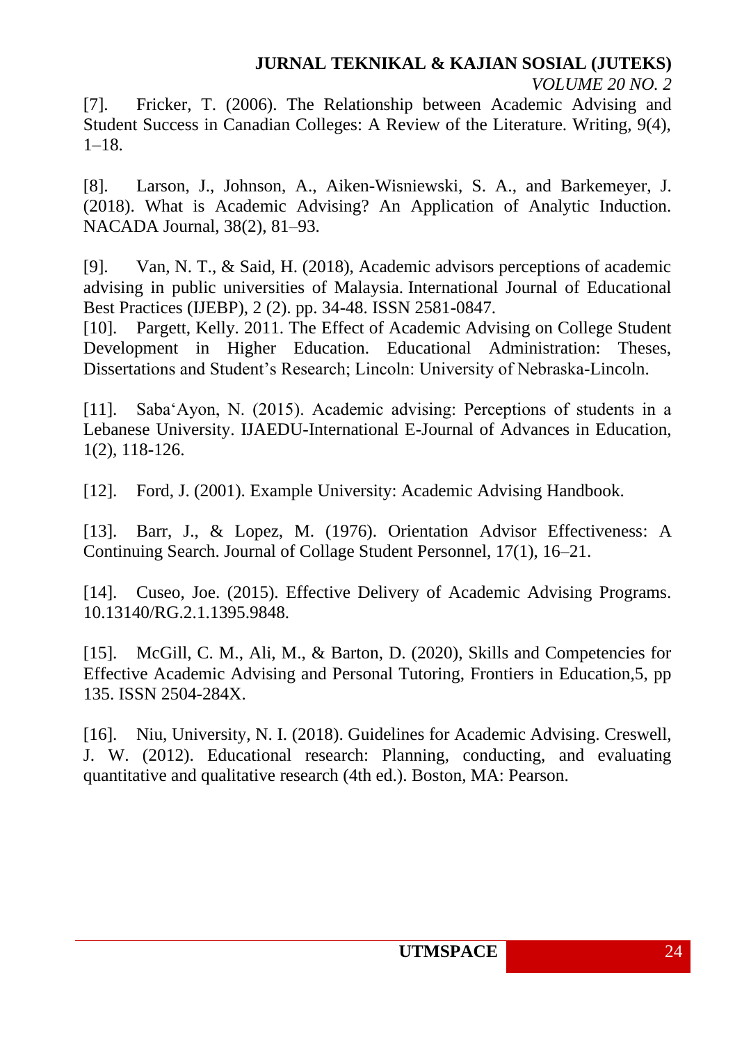[7]. Fricker, T. (2006). The Relationship between Academic Advising and Student Success in Canadian Colleges: A Review of the Literature. Writing, 9(4), 1–18.

[8]. Larson, J., Johnson, A., Aiken-Wisniewski, S. A., and Barkemeyer, J. (2018). What is Academic Advising? An Application of Analytic Induction. NACADA Journal, 38(2), 81–93.

[9]. Van, N. T., & Said, H. (2018), Academic advisors perceptions of academic advising in public universities of Malaysia. International Journal of Educational Best Practices (IJEBP), 2 (2). pp. 34-48. ISSN 2581-0847.

[10]. Pargett, Kelly. 2011. The Effect of Academic Advising on College Student Development in Higher Education. Educational Administration: Theses, Dissertations and Student's Research; Lincoln: University of Nebraska-Lincoln.

[11]. Saba'Ayon, N. (2015). Academic advising: Perceptions of students in a Lebanese University. IJAEDU-International E-Journal of Advances in Education, 1(2), 118-126.

[12]. Ford, J. (2001). Example University: Academic Advising Handbook.

[13]. Barr, J., & Lopez, M. (1976). Orientation Advisor Effectiveness: A Continuing Search. Journal of Collage Student Personnel, 17(1), 16–21.

[14]. Cuseo, Joe. (2015). Effective Delivery of Academic Advising Programs. 10.13140/RG.2.1.1395.9848.

[15]. McGill, C. M., Ali, M., & Barton, D. (2020), Skills and Competencies for Effective Academic Advising and Personal Tutoring, Frontiers in Education,5, pp 135. ISSN 2504-284X.

[16]. Niu, University, N. I. (2018). Guidelines for Academic Advising. Creswell, J. W. (2012). Educational research: Planning, conducting, and evaluating quantitative and qualitative research (4th ed.). Boston, MA: Pearson.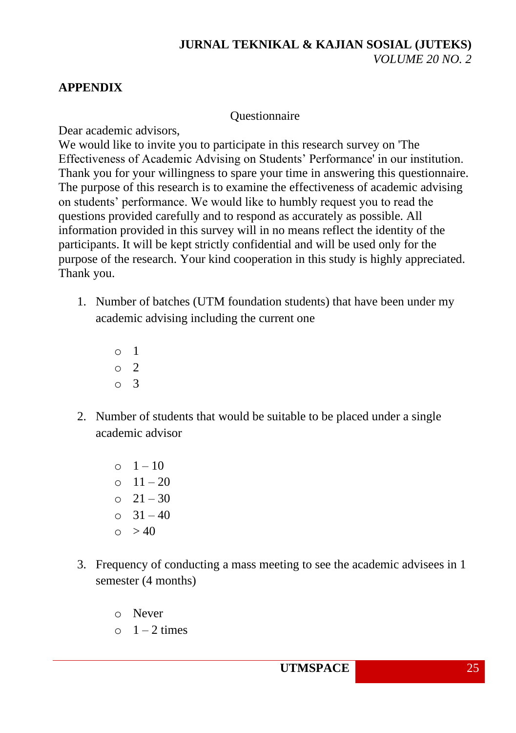## APPENDIX

Questionnaire

Dear academic advisors,
We would like to invite you to participate in this research survey on 'The Effectiveness of Academic Advising on Students' Performance' in our institution. Thank you for your willingness to spare your time in answering this questionnaire. The purpose of this research is to examine the effectiveness of academic advising on students' performance. We would like to humbly request you to read the questions provided carefully and to respond as accurately as possible. All information provided in this survey will in no means reflect the identity of the participants. It will be kept strictly confidential and will be used only for the purpose of the research. Your kind cooperation in this study is highly appreciated. Thank you.

1. Number of batches (UTM foundation students) that have been under my academic advising including the current one

   - 1
   - 2
   - 3

2. Number of students that would be suitable to be placed under a single academic advisor

   - 1 – 10
   - 11 – 20
   - 21 – 30
   - 31 – 40
   - > 40

3. Frequency of conducting a mass meeting to see the academic advisees in 1 semester (4 months)

   - Never
   - 1 – 2 times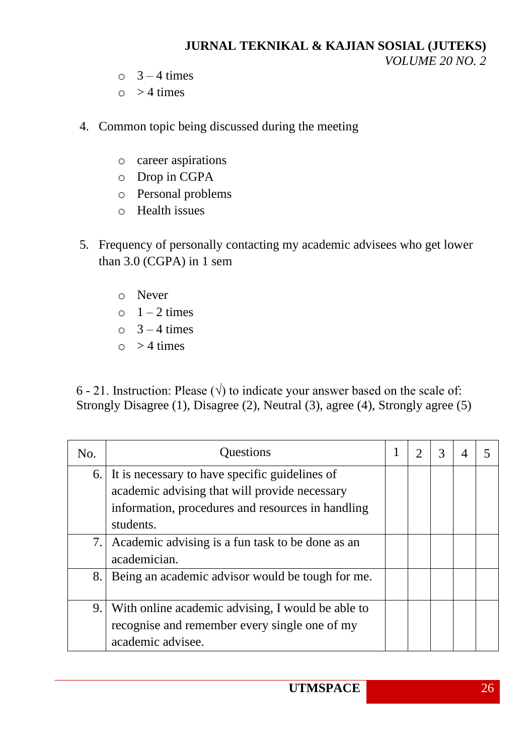- 3 – 4 times
- > 4 times

4. Common topic being discussed during the meeting

   - career aspirations
   - Drop in CGPA
   - Personal problems
   - Health issues

5. Frequency of personally contacting my academic advisees who get lower than 3.0 (CGPA) in 1 sem

   - Never
   - 1 – 2 times
   - 3 – 4 times
   - > 4 times

6 - 21. Instruction: Please (√) to indicate your answer based on the scale of: Strongly Disagree (1), Disagree (2), Neutral (3), agree (4), Strongly agree (5)

| No. | Questions | 1 | 2 | 3 | 4 | 5 |
|---|---|---|---|---|---|---|
| 6. | It is necessary to have specific guidelines of academic advising that will provide necessary information, procedures and resources in handling students. | | | | | |
| 7. | Academic advising is a fun task to be done as an academician. | | | | | |
| 8. | Being an academic advisor would be tough for me. | | | | | |
| 9. | With online academic advising, I would be able to recognise and remember every single one of my academic advisee. | | | | | |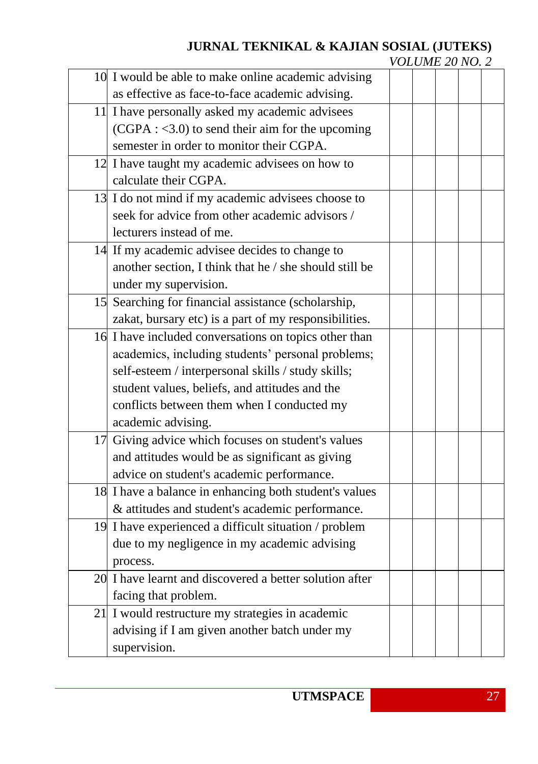| | | | | | | |
|---|---|---|---|---|---|---|
| 10 | I would be able to make online academic advising as effective as face-to-face academic advising. | | | | | |
| 11 | I have personally asked my academic advisees (CGPA : <3.0) to send their aim for the upcoming semester in order to monitor their CGPA. | | | | | |
| 12 | I have taught my academic advisees on how to calculate their CGPA. | | | | | |
| 13 | I do not mind if my academic advisees choose to seek for advice from other academic advisors / lecturers instead of me. | | | | | |
| 14 | If my academic advisee decides to change to another section, I think that he / she should still be under my supervision. | | | | | |
| 15 | Searching for financial assistance (scholarship, zakat, bursary etc) is a part of my responsibilities. | | | | | |
| 16 | I have included conversations on topics other than academics, including students' personal problems; self-esteem / interpersonal skills / study skills; student values, beliefs, and attitudes and the conflicts between them when I conducted my academic advising. | | | | | |
| 17 | Giving advice which focuses on student's values and attitudes would be as significant as giving advice on student's academic performance. | | | | | |
| 18 | I have a balance in enhancing both student's values & attitudes and student's academic performance. | | | | | |
| 19 | I have experienced a difficult situation / problem due to my negligence in my academic advising process. | | | | | |
| 20 | I have learnt and discovered a better solution after facing that problem. | | | | | |
| 21 | I would restructure my strategies in academic advising if I am given another batch under my supervision. | | | | | |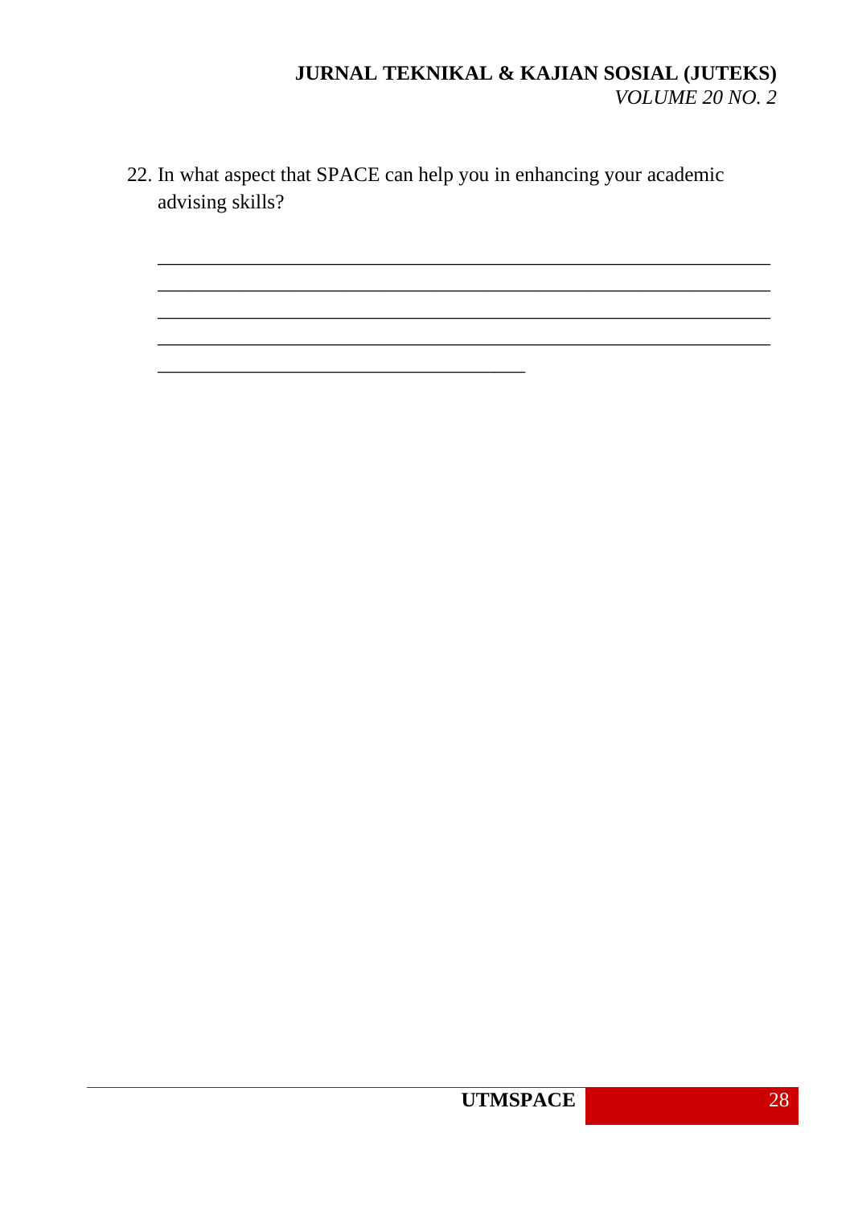22. In what aspect that SPACE can help you in enhancing your academic advising skills?

______________________________________________________________
______________________________________________________________
______________________________________________________________
______________________________________________________________
_____________________________________